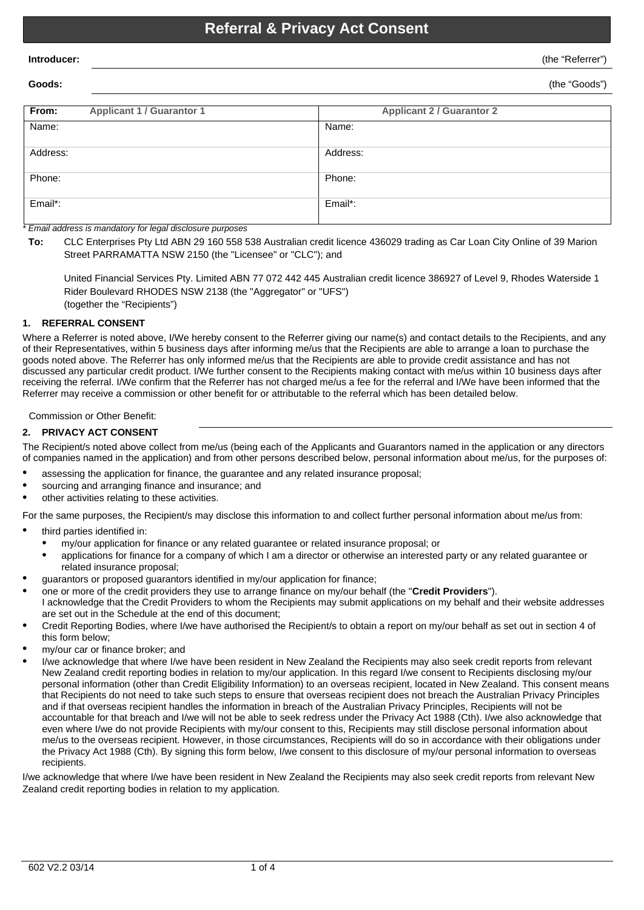# Referral & Privacy Act Consent

**Introducer:** ______________________________ (the "Referrer")

**Goods:** ______________________________ (the "Goods")

| **From:** Applicant 1 / Guarantor 1 | Applicant 2 / Guarantor 2 |
|---|---|
| Name: | Name: |
| Address: | Address: |
| Phone: | Phone: |
| Email*: | Email*: |

*\* Email address is mandatory for legal disclosure purposes*

**To:** CLC Enterprises Pty Ltd ABN 29 160 558 538 Australian credit licence 436029 trading as Car Loan City Online of 39 Marion Street PARRAMATTA NSW 2150 (the "Licensee" or "CLC"); and

United Financial Services Pty. Limited ABN 77 072 442 445 Australian credit licence 386927 of Level 9, Rhodes Waterside 1 Rider Boulevard RHODES NSW 2138 (the "Aggregator" or "UFS")
(together the "Recipients")

## 1. REFERRAL CONSENT

Where a Referrer is noted above, I/We hereby consent to the Referrer giving our name(s) and contact details to the Recipients, and any of their Representatives, within 5 business days after informing me/us that the Recipients are able to arrange a loan to purchase the goods noted above. The Referrer has only informed me/us that the Recipients are able to provide credit assistance and has not discussed any particular credit product. I/We further consent to the Recipients making contact with me/us within 10 business days after receiving the referral. I/We confirm that the Referrer has not charged me/us a fee for the referral and I/We have been informed that the Referrer may receive a commission or other benefit for or attributable to the referral which has been detailed below.

Commission or Other Benefit: ______________________________

## 2. PRIVACY ACT CONSENT

The Recipient/s noted above collect from me/us (being each of the Applicants and Guarantors named in the application or any directors of companies named in the application) and from other persons described below, personal information about me/us, for the purposes of:

- assessing the application for finance, the guarantee and any related insurance proposal;
- sourcing and arranging finance and insurance; and
- other activities relating to these activities.

For the same purposes, the Recipient/s may disclose this information to and collect further personal information about me/us from:

- third parties identified in:
  - my/our application for finance or any related guarantee or related insurance proposal; or
  - applications for finance for a company of which I am a director or otherwise an interested party or any related guarantee or related insurance proposal;
- guarantors or proposed guarantors identified in my/our application for finance;
- one or more of the credit providers they use to arrange finance on my/our behalf (the "**Credit Providers**"). I acknowledge that the Credit Providers to whom the Recipients may submit applications on my behalf and their website addresses are set out in the Schedule at the end of this document;
- Credit Reporting Bodies, where I/we have authorised the Recipient/s to obtain a report on my/our behalf as set out in section 4 of this form below;
- my/our car or finance broker; and
- I/we acknowledge that where I/we have been resident in New Zealand the Recipients may also seek credit reports from relevant New Zealand credit reporting bodies in relation to my/our application. In this regard I/we consent to Recipients disclosing my/our personal information (other than Credit Eligibility Information) to an overseas recipient, located in New Zealand. This consent means that Recipients do not need to take such steps to ensure that overseas recipient does not breach the Australian Privacy Principles and if that overseas recipient handles the information in breach of the Australian Privacy Principles, Recipients will not be accountable for that breach and I/we will not be able to seek redress under the Privacy Act 1988 (Cth). I/we also acknowledge that even where I/we do not provide Recipients with my/our consent to this, Recipients may still disclose personal information about me/us to the overseas recipient. However, in those circumstances, Recipients will do so in accordance with their obligations under the Privacy Act 1988 (Cth). By signing this form below, I/we consent to this disclosure of my/our personal information to overseas recipients.

I/we acknowledge that where I/we have been resident in New Zealand the Recipients may also seek credit reports from relevant New Zealand credit reporting bodies in relation to my application.

602 V2.2 03/14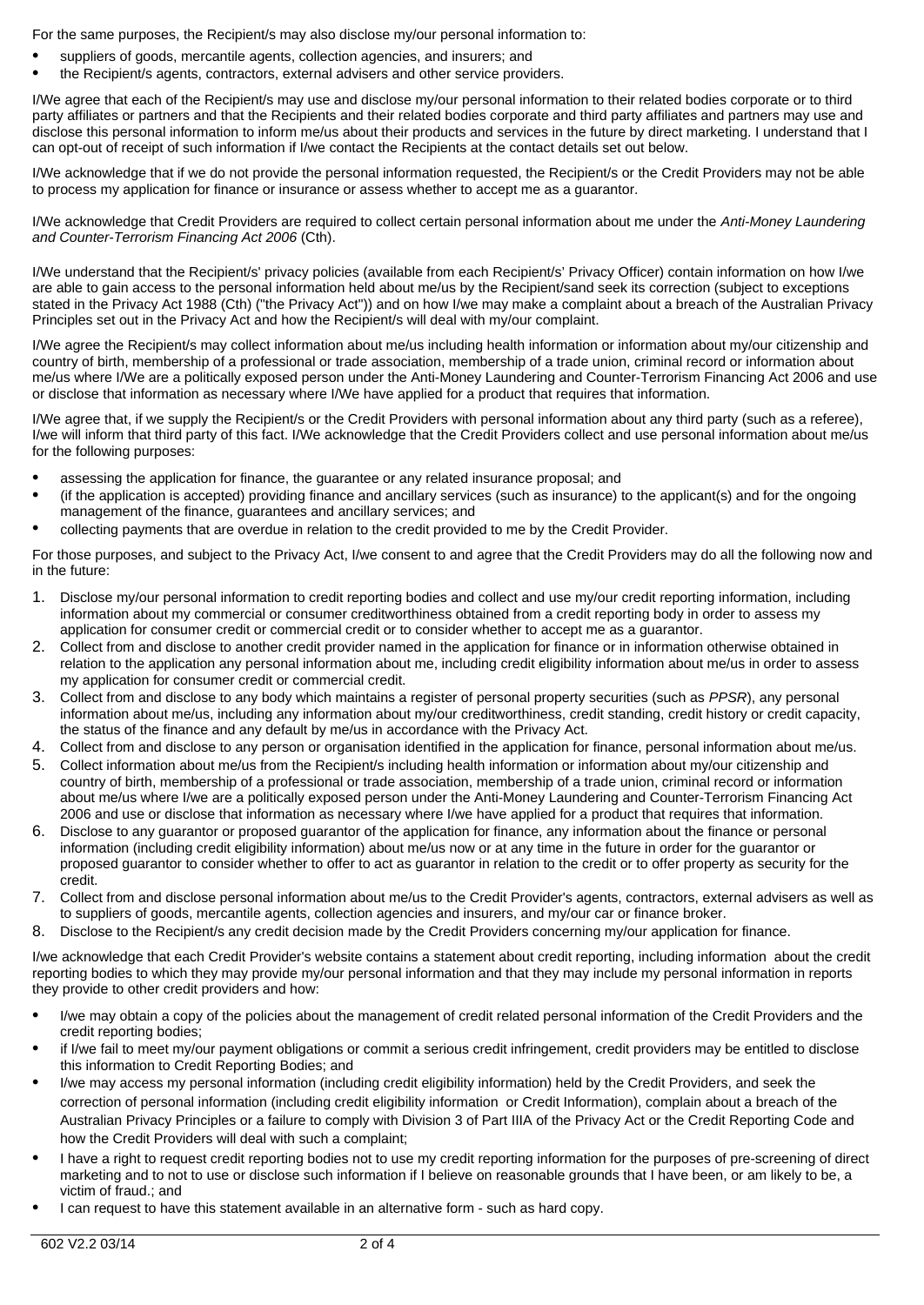For the same purposes, the Recipient/s may also disclose my/our personal information to:

- suppliers of goods, mercantile agents, collection agencies, and insurers; and
- the Recipient/s agents, contractors, external advisers and other service providers.

I/We agree that each of the Recipient/s may use and disclose my/our personal information to their related bodies corporate or to third party affiliates or partners and that the Recipients and their related bodies corporate and third party affiliates and partners may use and disclose this personal information to inform me/us about their products and services in the future by direct marketing. I understand that I can opt-out of receipt of such information if I/we contact the Recipients at the contact details set out below.

I/We acknowledge that if we do not provide the personal information requested, the Recipient/s or the Credit Providers may not be able to process my application for finance or insurance or assess whether to accept me as a guarantor.

I/We acknowledge that Credit Providers are required to collect certain personal information about me under the *Anti-Money Laundering and Counter-Terrorism Financing Act 2006* (Cth).

I/We understand that the Recipient/s' privacy policies (available from each Recipient/s' Privacy Officer) contain information on how I/we are able to gain access to the personal information held about me/us by the Recipient/sand seek its correction (subject to exceptions stated in the Privacy Act 1988 (Cth) ("the Privacy Act")) and on how I/we may make a complaint about a breach of the Australian Privacy Principles set out in the Privacy Act and how the Recipient/s will deal with my/our complaint.

I/We agree the Recipient/s may collect information about me/us including health information or information about my/our citizenship and country of birth, membership of a professional or trade association, membership of a trade union, criminal record or information about me/us where I/We are a politically exposed person under the Anti-Money Laundering and Counter-Terrorism Financing Act 2006 and use or disclose that information as necessary where I/We have applied for a product that requires that information.

I/We agree that, if we supply the Recipient/s or the Credit Providers with personal information about any third party (such as a referee), I/we will inform that third party of this fact. I/We acknowledge that the Credit Providers collect and use personal information about me/us for the following purposes:

- assessing the application for finance, the guarantee or any related insurance proposal; and
- (if the application is accepted) providing finance and ancillary services (such as insurance) to the applicant(s) and for the ongoing management of the finance, guarantees and ancillary services; and
- collecting payments that are overdue in relation to the credit provided to me by the Credit Provider.

For those purposes, and subject to the Privacy Act, I/we consent to and agree that the Credit Providers may do all the following now and in the future:

1. Disclose my/our personal information to credit reporting bodies and collect and use my/our credit reporting information, including information about my commercial or consumer creditworthiness obtained from a credit reporting body in order to assess my application for consumer credit or commercial credit or to consider whether to accept me as a guarantor.
2. Collect from and disclose to another credit provider named in the application for finance or in information otherwise obtained in relation to the application any personal information about me, including credit eligibility information about me/us in order to assess my application for consumer credit or commercial credit.
3. Collect from and disclose to any body which maintains a register of personal property securities (such as *PPSR*), any personal information about me/us, including any information about my/our creditworthiness, credit standing, credit history or credit capacity, the status of the finance and any default by me/us in accordance with the Privacy Act.
4. Collect from and disclose to any person or organisation identified in the application for finance, personal information about me/us.
5. Collect information about me/us from the Recipient/s including health information or information about my/our citizenship and country of birth, membership of a professional or trade association, membership of a trade union, criminal record or information about me/us where I/we are a politically exposed person under the Anti-Money Laundering and Counter-Terrorism Financing Act 2006 and use or disclose that information as necessary where I/we have applied for a product that requires that information.
6. Disclose to any guarantor or proposed guarantor of the application for finance, any information about the finance or personal information (including credit eligibility information) about me/us now or at any time in the future in order for the guarantor or proposed guarantor to consider whether to offer to act as guarantor in relation to the credit or to offer property as security for the credit.
7. Collect from and disclose personal information about me/us to the Credit Provider's agents, contractors, external advisers as well as to suppliers of goods, mercantile agents, collection agencies and insurers, and my/our car or finance broker.
8. Disclose to the Recipient/s any credit decision made by the Credit Providers concerning my/our application for finance.

I/we acknowledge that each Credit Provider's website contains a statement about credit reporting, including information about the credit reporting bodies to which they may provide my/our personal information and that they may include my personal information in reports they provide to other credit providers and how:

- I/we may obtain a copy of the policies about the management of credit related personal information of the Credit Providers and the credit reporting bodies;
- if I/we fail to meet my/our payment obligations or commit a serious credit infringement, credit providers may be entitled to disclose this information to Credit Reporting Bodies; and
- I/we may access my personal information (including credit eligibility information) held by the Credit Providers, and seek the correction of personal information (including credit eligibility information or Credit Information), complain about a breach of the Australian Privacy Principles or a failure to comply with Division 3 of Part IIIA of the Privacy Act or the Credit Reporting Code and how the Credit Providers will deal with such a complaint;
- I have a right to request credit reporting bodies not to use my credit reporting information for the purposes of pre-screening of direct marketing and to not to use or disclose such information if I believe on reasonable grounds that I have been, or am likely to be, a victim of fraud.; and
- I can request to have this statement available in an alternative form - such as hard copy.

602 V2.2 03/14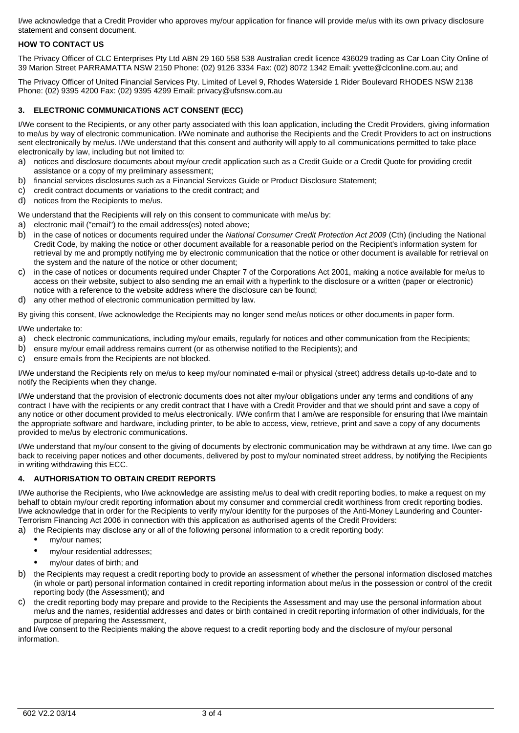I/we acknowledge that a Credit Provider who approves my/our application for finance will provide me/us with its own privacy disclosure statement and consent document.

**HOW TO CONTACT US**

The Privacy Officer of CLC Enterprises Pty Ltd ABN 29 160 558 538 Australian credit licence 436029 trading as Car Loan City Online of 39 Marion Street PARRAMATTA NSW 2150 Phone: (02) 9126 3334 Fax: (02) 8072 1342 Email: yvette@clconline.com.au; and

The Privacy Officer of United Financial Services Pty. Limited of Level 9, Rhodes Waterside 1 Rider Boulevard RHODES NSW 2138 Phone: (02) 9395 4200 Fax: (02) 9395 4299 Email: privacy@ufsnsw.com.au

## 3. ELECTRONIC COMMUNICATIONS ACT CONSENT (ECC)

I/We consent to the Recipients, or any other party associated with this loan application, including the Credit Providers, giving information to me/us by way of electronic communication. I/We nominate and authorise the Recipients and the Credit Providers to act on instructions sent electronically by me/us. I/We understand that this consent and authority will apply to all communications permitted to take place electronically by law, including but not limited to:

a) notices and disclosure documents about my/our credit application such as a Credit Guide or a Credit Quote for providing credit assistance or a copy of my preliminary assessment;
b) financial services disclosures such as a Financial Services Guide or Product Disclosure Statement;
c) credit contract documents or variations to the credit contract; and
d) notices from the Recipients to me/us.

We understand that the Recipients will rely on this consent to communicate with me/us by:

a) electronic mail ("email") to the email address(es) noted above;
b) in the case of notices or documents required under the *National Consumer Credit Protection Act 2009* (Cth) (including the National Credit Code, by making the notice or other document available for a reasonable period on the Recipient's information system for retrieval by me and promptly notifying me by electronic communication that the notice or other document is available for retrieval on the system and the nature of the notice or other document;
c) in the case of notices or documents required under Chapter 7 of the Corporations Act 2001, making a notice available for me/us to access on their website, subject to also sending me an email with a hyperlink to the disclosure or a written (paper or electronic) notice with a reference to the website address where the disclosure can be found;
d) any other method of electronic communication permitted by law.

By giving this consent, I/we acknowledge the Recipients may no longer send me/us notices or other documents in paper form.

I/We undertake to:

a) check electronic communications, including my/our emails, regularly for notices and other communication from the Recipients;
b) ensure my/our email address remains current (or as otherwise notified to the Recipients); and
c) ensure emails from the Recipients are not blocked.

I/We understand the Recipients rely on me/us to keep my/our nominated e-mail or physical (street) address details up-to-date and to notify the Recipients when they change.

I/We understand that the provision of electronic documents does not alter my/our obligations under any terms and conditions of any contract I have with the recipients or any credit contract that I have with a Credit Provider and that we should print and save a copy of any notice or other document provided to me/us electronically. I/We confirm that I am/we are responsible for ensuring that I/we maintain the appropriate software and hardware, including printer, to be able to access, view, retrieve, print and save a copy of any documents provided to me/us by electronic communications.

I/We understand that my/our consent to the giving of documents by electronic communication may be withdrawn at any time. I/we can go back to receiving paper notices and other documents, delivered by post to my/our nominated street address, by notifying the Recipients in writing withdrawing this ECC.

## 4. AUTHORISATION TO OBTAIN CREDIT REPORTS

I/We authorise the Recipients, who I/we acknowledge are assisting me/us to deal with credit reporting bodies, to make a request on my behalf to obtain my/our credit reporting information about my consumer and commercial credit worthiness from credit reporting bodies. I/we acknowledge that in order for the Recipients to verify my/our identity for the purposes of the Anti-Money Laundering and Counter-Terrorism Financing Act 2006 in connection with this application as authorised agents of the Credit Providers:

a) the Recipients may disclose any or all of the following personal information to a credit reporting body:
   - my/our names;
   - my/our residential addresses;
   - my/our dates of birth; and
b) the Recipients may request a credit reporting body to provide an assessment of whether the personal information disclosed matches (in whole or part) personal information contained in credit reporting information about me/us in the possession or control of the credit reporting body (the Assessment); and
c) the credit reporting body may prepare and provide to the Recipients the Assessment and may use the personal information about me/us and the names, residential addresses and dates or birth contained in credit reporting information of other individuals, for the purpose of preparing the Assessment,

and I/we consent to the Recipients making the above request to a credit reporting body and the disclosure of my/our personal information.

602 V2.2 03/14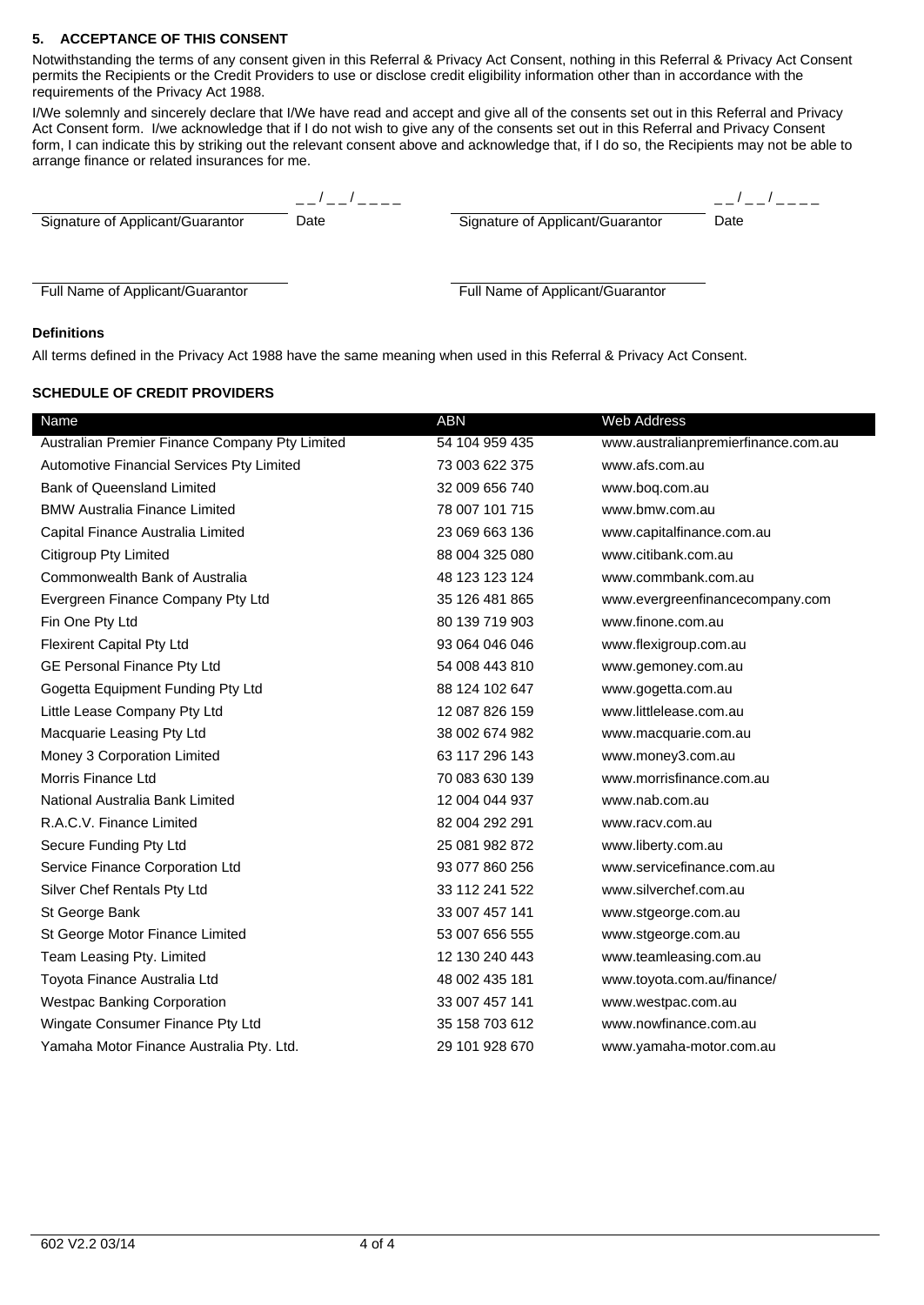## 5. ACCEPTANCE OF THIS CONSENT

Notwithstanding the terms of any consent given in this Referral & Privacy Act Consent, nothing in this Referral & Privacy Act Consent permits the Recipients or the Credit Providers to use or disclose credit eligibility information other than in accordance with the requirements of the Privacy Act 1988.

I/We solemnly and sincerely declare that I/We have read and accept and give all of the consents set out in this Referral and Privacy Act Consent form. I/we acknowledge that if I do not wish to give any of the consents set out in this Referral and Privacy Consent form, I can indicate this by striking out the relevant consent above and acknowledge that, if I do so, the Recipients may not be able to arrange finance or related insurances for me.

| | | | |
|---|---|---|---|
| Signature of Applicant/Guarantor | _ _ / _ _ / _ _ _ _ Date | Signature of Applicant/Guarantor | _ _ / _ _ / _ _ _ _ Date |
| Full Name of Applicant/Guarantor | | Full Name of Applicant/Guarantor | |

**Definitions**

All terms defined in the Privacy Act 1988 have the same meaning when used in this Referral & Privacy Act Consent.

**SCHEDULE OF CREDIT PROVIDERS**

| Name | ABN | Web Address |
|---|---|---|
| Australian Premier Finance Company Pty Limited | 54 104 959 435 | www.australianpremierfinance.com.au |
| Automotive Financial Services Pty Limited | 73 003 622 375 | www.afs.com.au |
| Bank of Queensland Limited | 32 009 656 740 | www.boq.com.au |
| BMW Australia Finance Limited | 78 007 101 715 | www.bmw.com.au |
| Capital Finance Australia Limited | 23 069 663 136 | www.capitalfinance.com.au |
| Citigroup Pty Limited | 88 004 325 080 | www.citibank.com.au |
| Commonwealth Bank of Australia | 48 123 123 124 | www.commbank.com.au |
| Evergreen Finance Company Pty Ltd | 35 126 481 865 | www.evergreenfinancecompany.com |
| Fin One Pty Ltd | 80 139 719 903 | www.finone.com.au |
| Flexirent Capital Pty Ltd | 93 064 046 046 | www.flexigroup.com.au |
| GE Personal Finance Pty Ltd | 54 008 443 810 | www.gemoney.com.au |
| Gogetta Equipment Funding Pty Ltd | 88 124 102 647 | www.gogetta.com.au |
| Little Lease Company Pty Ltd | 12 087 826 159 | www.littlelease.com.au |
| Macquarie Leasing Pty Ltd | 38 002 674 982 | www.macquarie.com.au |
| Money 3 Corporation Limited | 63 117 296 143 | www.money3.com.au |
| Morris Finance Ltd | 70 083 630 139 | www.morrisfinance.com.au |
| National Australia Bank Limited | 12 004 044 937 | www.nab.com.au |
| R.A.C.V. Finance Limited | 82 004 292 291 | www.racv.com.au |
| Secure Funding Pty Ltd | 25 081 982 872 | www.liberty.com.au |
| Service Finance Corporation Ltd | 93 077 860 256 | www.servicefinance.com.au |
| Silver Chef Rentals Pty Ltd | 33 112 241 522 | www.silverchef.com.au |
| St George Bank | 33 007 457 141 | www.stgeorge.com.au |
| St George Motor Finance Limited | 53 007 656 555 | www.stgeorge.com.au |
| Team Leasing Pty. Limited | 12 130 240 443 | www.teamleasing.com.au |
| Toyota Finance Australia Ltd | 48 002 435 181 | www.toyota.com.au/finance/ |
| Westpac Banking Corporation | 33 007 457 141 | www.westpac.com.au |
| Wingate Consumer Finance Pty Ltd | 35 158 703 612 | www.nowfinance.com.au |
| Yamaha Motor Finance Australia Pty. Ltd. | 29 101 928 670 | www.yamaha-motor.com.au |

602 V2.2 03/14